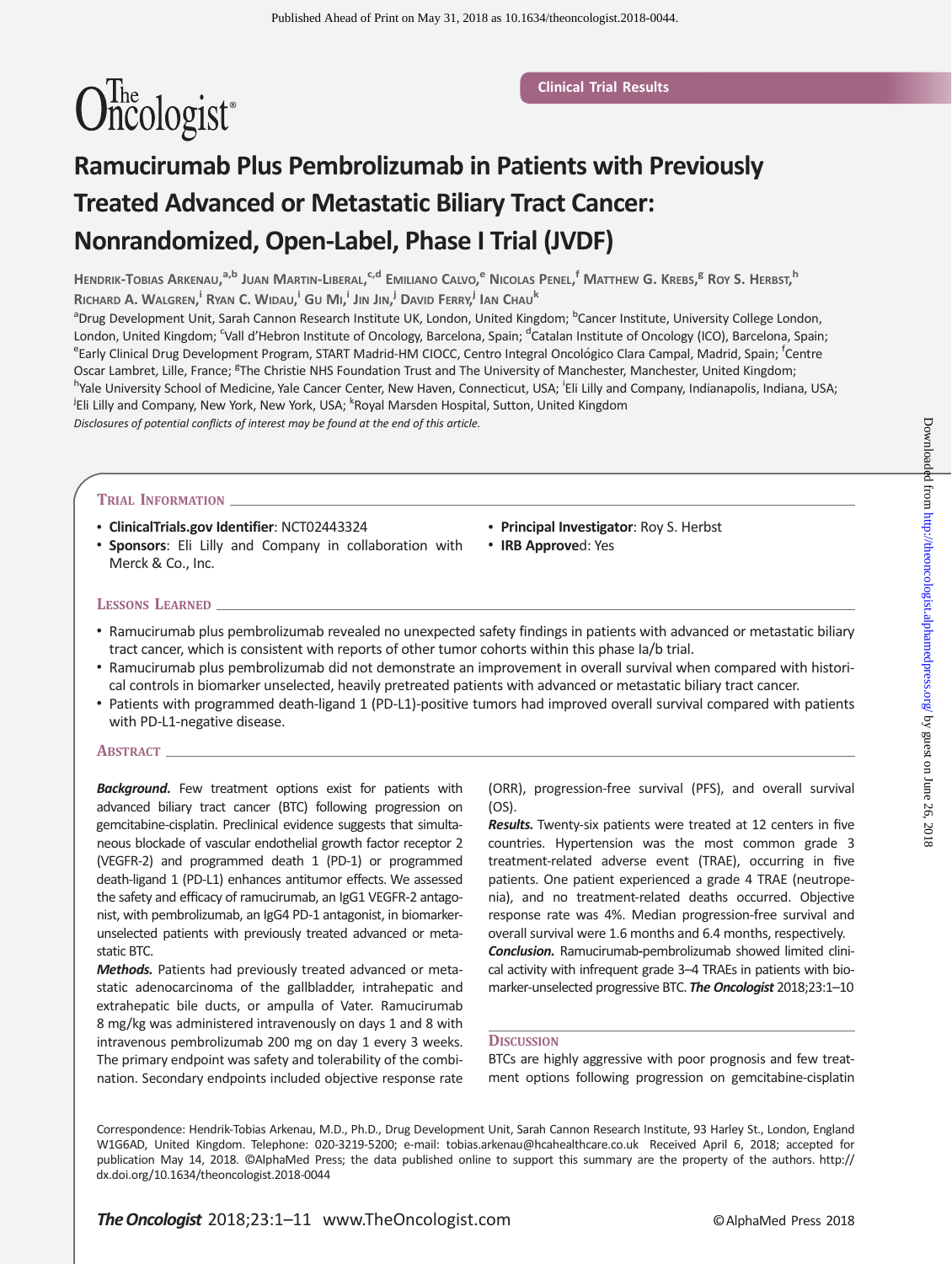Clinical Trial Results

# Ramucirumab Plus Pembrolizumab in Patients with Previously Treated Advanced or Metastatic Biliary Tract Cancer: Nonrandomized, Open-Label, Phase I Trial (JVDF)

Hendrik-Tobias Arkenau,[a,b] Juan Martin-Liberal,[c,d] Emiliano Calvo,[e] Nicolas Penel,[f] Matthew G. Krebs,[g] Roy S. Herbst,[h] Richard A. Walgren,[i] Ryan C. Widau,[i] Gu Mi,[i] Jin Jin,[j] David Ferry,[j] Ian Chau[k]

[a]Drug Development Unit, Sarah Cannon Research Institute UK, London, United Kingdom; [b]Cancer Institute, University College London, London, United Kingdom; [c]Vall d'Hebron Institute of Oncology, Barcelona, Spain; [d]Catalan Institute of Oncology (ICO), Barcelona, Spain; [e]Early Clinical Drug Development Program, START Madrid-HM CIOCC, Centro Integral Oncológico Clara Campal, Madrid, Spain; [f]Centre Oscar Lambret, Lille, France; [g]The Christie NHS Foundation Trust and The University of Manchester, Manchester, United Kingdom; [h]Yale University School of Medicine, Yale Cancer Center, New Haven, Connecticut, USA; [i]Eli Lilly and Company, Indianapolis, Indiana, USA; [j]Eli Lilly and Company, New York, New York, USA; [k]Royal Marsden Hospital, Sutton, United Kingdom

*Disclosures of potential conflicts of interest may be found at the end of this article.*

## Trial Information

- **ClinicalTrials.gov Identifier**: NCT02443324
- **Sponsors**: Eli Lilly and Company in collaboration with Merck & Co., Inc.
- **Principal Investigator**: Roy S. Herbst
- **IRB Approved**: Yes

## Lessons Learned

- Ramucirumab plus pembrolizumab revealed no unexpected safety findings in patients with advanced or metastatic biliary tract cancer, which is consistent with reports of other tumor cohorts within this phase Ia/b trial.
- Ramucirumab plus pembrolizumab did not demonstrate an improvement in overall survival when compared with historical controls in biomarker unselected, heavily pretreated patients with advanced or metastatic biliary tract cancer.
- Patients with programmed death-ligand 1 (PD-L1)-positive tumors had improved overall survival compared with patients with PD-L1-negative disease.

## Abstract

***Background.*** Few treatment options exist for patients with advanced biliary tract cancer (BTC) following progression on gemcitabine-cisplatin. Preclinical evidence suggests that simultaneous blockade of vascular endothelial growth factor receptor 2 (VEGFR-2) and programmed death 1 (PD-1) or programmed death-ligand 1 (PD-L1) enhances antitumor effects. We assessed the safety and efficacy of ramucirumab, an IgG1 VEGFR-2 antagonist, with pembrolizumab, an IgG4 PD-1 antagonist, in biomarker-unselected patients with previously treated advanced or metastatic BTC.

***Methods.*** Patients had previously treated advanced or metastatic adenocarcinoma of the gallbladder, intrahepatic and extrahepatic bile ducts, or ampulla of Vater. Ramucirumab 8 mg/kg was administered intravenously on days 1 and 8 with intravenous pembrolizumab 200 mg on day 1 every 3 weeks. The primary endpoint was safety and tolerability of the combination. Secondary endpoints included objective response rate (ORR), progression-free survival (PFS), and overall survival (OS).

***Results.*** Twenty-six patients were treated at 12 centers in five countries. Hypertension was the most common grade 3 treatment-related adverse event (TRAE), occurring in five patients. One patient experienced a grade 4 TRAE (neutropenia), and no treatment-related deaths occurred. Objective response rate was 4%. Median progression-free survival and overall survival were 1.6 months and 6.4 months, respectively.

***Conclusion.*** Ramucirumab-pembrolizumab showed limited clinical activity with infrequent grade 3–4 TRAEs in patients with biomarker-unselected progressive BTC. ***The Oncologist*** 2018;23:1–10

## Discussion

BTCs are highly aggressive with poor prognosis and few treatment options following progression on gemcitabine-cisplatin

Correspondence: Hendrik-Tobias Arkenau, M.D., Ph.D., Drug Development Unit, Sarah Cannon Research Institute, 93 Harley St., London, England W1G6AD, United Kingdom. Telephone: 020-3219-5200; e-mail: tobias.arkenau@hcahealthcare.co.uk Received April 6, 2018; accepted for publication May 14, 2018. ©AlphaMed Press; the data published online to support this summary are the property of the authors. http://dx.doi.org/10.1634/theoncologist.2018-0044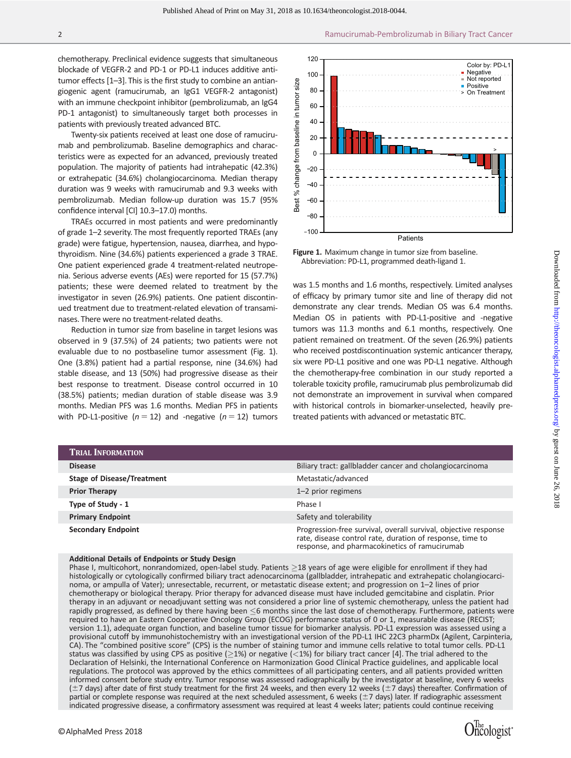chemotherapy. Preclinical evidence suggests that simultaneous blockade of VEGFR-2 and PD-1 or PD-L1 induces additive antitumor effects [1–3]. This is the first study to combine an antiangiogenic agent (ramucirumab, an IgG1 VEGFR-2 antagonist) with an immune checkpoint inhibitor (pembrolizumab, an IgG4 PD-1 antagonist) to simultaneously target both processes in patients with previously treated advanced BTC.

Twenty-six patients received at least one dose of ramucirumab and pembrolizumab. Baseline demographics and characteristics were as expected for an advanced, previously treated population. The majority of patients had intrahepatic (42.3%) or extrahepatic (34.6%) cholangiocarcinoma. Median therapy duration was 9 weeks with ramucirumab and 9.3 weeks with pembrolizumab. Median follow-up duration was 15.7 (95% confidence interval [CI] 10.3–17.0) months.

TRAEs occurred in most patients and were predominantly of grade 1–2 severity. The most frequently reported TRAEs (any grade) were fatigue, hypertension, nausea, diarrhea, and hypothyroidism. Nine (34.6%) patients experienced a grade 3 TRAE. One patient experienced grade 4 treatment-related neutropenia. Serious adverse events (AEs) were reported for 15 (57.7%) patients; these were deemed related to treatment by the investigator in seven (26.9%) patients. One patient discontinued treatment due to treatment-related elevation of transaminases. There were no treatment-related deaths.

Reduction in tumor size from baseline in target lesions was observed in 9 (37.5%) of 24 patients; two patients were not evaluable due to no postbaseline tumor assessment (Fig. 1). One (3.8%) patient had a partial response, nine (34.6%) had stable disease, and 13 (50%) had progressive disease as their best response to treatment. Disease control occurred in 10 (38.5%) patients; median duration of stable disease was 3.9 months. Median PFS was 1.6 months. Median PFS in patients with PD-L1-positive ($n = 12$) and -negative ($n = 12$) tumors was 1.5 months and 1.6 months, respectively. Limited analyses of efficacy by primary tumor site and line of therapy did not demonstrate any clear trends. Median OS was 6.4 months. Median OS in patients with PD-L1-positive and -negative tumors was 11.3 months and 6.1 months, respectively. One patient remained on treatment. Of the seven (26.9%) patients who received postdiscontinuation systemic anticancer therapy, six were PD-L1 positive and one was PD-L1 negative. Although the chemotherapy-free combination in our study reported a tolerable toxicity profile, ramucirumab plus pembrolizumab did not demonstrate an improvement in survival when compared with historical controls in biomarker-unselected, heavily pretreated patients with advanced or metastatic BTC.

**Figure 1.** Maximum change in tumor size from baseline.
Abbreviation: PD-L1, programmed death-ligand 1.

| **Trial Information** | |
|---|---|
| **Disease** | Biliary tract: gallbladder cancer and cholangiocarcinoma |
| **Stage of Disease/Treatment** | Metastatic/advanced |
| **Prior Therapy** | 1–2 prior regimens |
| **Type of Study - 1** | Phase I |
| **Primary Endpoint** | Safety and tolerability |
| **Secondary Endpoint** | Progression-free survival, overall survival, objective response rate, disease control rate, duration of response, time to response, and pharmacokinetics of ramucirumab |

**Additional Details of Endpoints or Study Design**

Phase I, multicohort, nonrandomized, open-label study. Patients ≥18 years of age were eligible for enrollment if they had histologically or cytologically confirmed biliary tract adenocarcinoma (gallbladder, intrahepatic and extrahepatic cholangiocarcinoma, or ampulla of Vater); unresectable, recurrent, or metastatic disease extent; and progression on 1–2 lines of prior chemotherapy or biological therapy. Prior therapy for advanced disease must have included gemcitabine and cisplatin. Prior therapy in an adjuvant or neoadjuvant setting was not considered a prior line of systemic chemotherapy, unless the patient had rapidly progressed, as defined by there having been ≤6 months since the last dose of chemotherapy. Furthermore, patients were required to have an Eastern Cooperative Oncology Group (ECOG) performance status of 0 or 1, measurable disease (RECIST; version 1.1), adequate organ function, and baseline tumor tissue for biomarker analysis. PD-L1 expression was assessed using a provisional cutoff by immunohistochemistry with an investigational version of the PD-L1 IHC 22C3 pharmDx (Agilent, Carpinteria, CA). The "combined positive score" (CPS) is the number of staining tumor and immune cells relative to total tumor cells. PD-L1 status was classified by using CPS as positive (≥1%) or negative (<1%) for biliary tract cancer [4]. The trial adhered to the Declaration of Helsinki, the International Conference on Harmonization Good Clinical Practice guidelines, and applicable local regulations. The protocol was approved by the ethics committees of all participating centers, and all patients provided written informed consent before study entry. Tumor response was assessed radiographically by the investigator at baseline, every 6 weeks (±7 days) after date of first study treatment for the first 24 weeks, and then every 12 weeks (±7 days) thereafter. Confirmation of partial or complete response was required at the next scheduled assessment, 6 weeks (±7 days) later. If radiographic assessment indicated progressive disease, a confirmatory assessment was required at least 4 weeks later; patients could continue receiving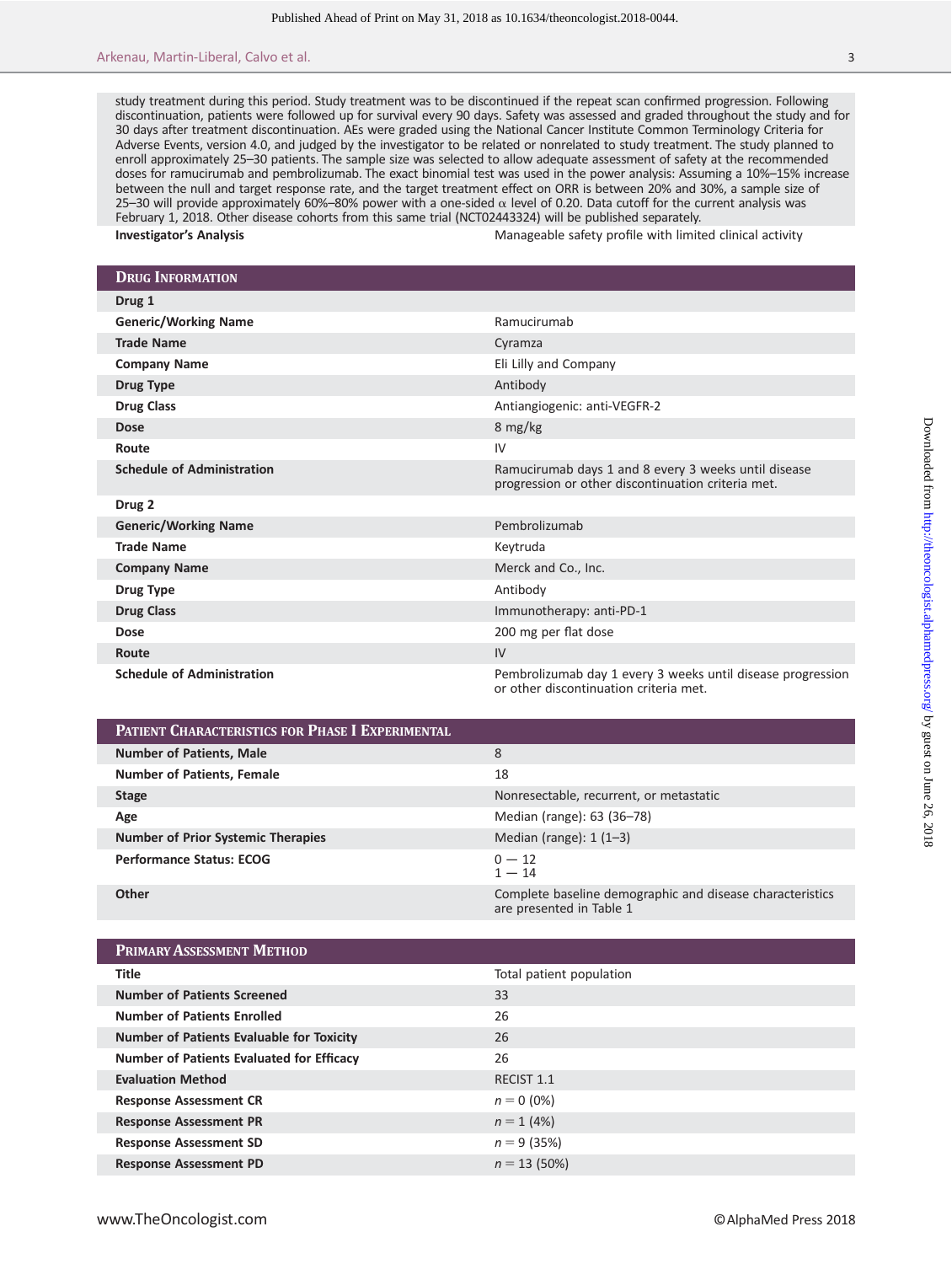study treatment during this period. Study treatment was to be discontinued if the repeat scan confirmed progression. Following discontinuation, patients were followed up for survival every 90 days. Safety was assessed and graded throughout the study and for 30 days after treatment discontinuation. AEs were graded using the National Cancer Institute Common Terminology Criteria for Adverse Events, version 4.0, and judged by the investigator to be related or nonrelated to study treatment. The study planned to enroll approximately 25–30 patients. The sample size was selected to allow adequate assessment of safety at the recommended doses for ramucirumab and pembrolizumab. The exact binomial test was used in the power analysis: Assuming a 10%–15% increase between the null and target response rate, and the target treatment effect on ORR is between 20% and 30%, a sample size of 25–30 will provide approximately 60%–80% power with a one-sided $\alpha$ level of 0.20. Data cutoff for the current analysis was February 1, 2018. Other disease cohorts from this same trial (NCT02443324) will be published separately.

| | |
|---|---|
| **Investigator's Analysis** | Manageable safety profile with limited clinical activity |

## Drug Information

| | |
|---|---|
| **Drug 1** | |
| **Generic/Working Name** | Ramucirumab |
| **Trade Name** | Cyramza |
| **Company Name** | Eli Lilly and Company |
| **Drug Type** | Antibody |
| **Drug Class** | Antiangiogenic: anti-VEGFR-2 |
| **Dose** | 8 mg/kg |
| **Route** | IV |
| **Schedule of Administration** | Ramucirumab days 1 and 8 every 3 weeks until disease progression or other discontinuation criteria met. |
| **Drug 2** | |
| **Generic/Working Name** | Pembrolizumab |
| **Trade Name** | Keytruda |
| **Company Name** | Merck and Co., Inc. |
| **Drug Type** | Antibody |
| **Drug Class** | Immunotherapy: anti-PD-1 |
| **Dose** | 200 mg per flat dose |
| **Route** | IV |
| **Schedule of Administration** | Pembrolizumab day 1 every 3 weeks until disease progression or other discontinuation criteria met. |

## Patient Characteristics for Phase I Experimental

| | |
|---|---|
| **Number of Patients, Male** | 8 |
| **Number of Patients, Female** | 18 |
| **Stage** | Nonresectable, recurrent, or metastatic |
| **Age** | Median (range): 63 (36–78) |
| **Number of Prior Systemic Therapies** | Median (range): 1 (1–3) |
| **Performance Status: ECOG** | 0 — 12<br>1 — 14 |
| **Other** | Complete baseline demographic and disease characteristics are presented in Table 1 |

## Primary Assessment Method

| | |
|---|---|
| **Title** | Total patient population |
| **Number of Patients Screened** | 33 |
| **Number of Patients Enrolled** | 26 |
| **Number of Patients Evaluable for Toxicity** | 26 |
| **Number of Patients Evaluated for Efficacy** | 26 |
| **Evaluation Method** | RECIST 1.1 |
| **Response Assessment CR** | $n = 0$ (0%) |
| **Response Assessment PR** | $n = 1$ (4%) |
| **Response Assessment SD** | $n = 9$ (35%) |
| **Response Assessment PD** | $n = 13$ (50%) |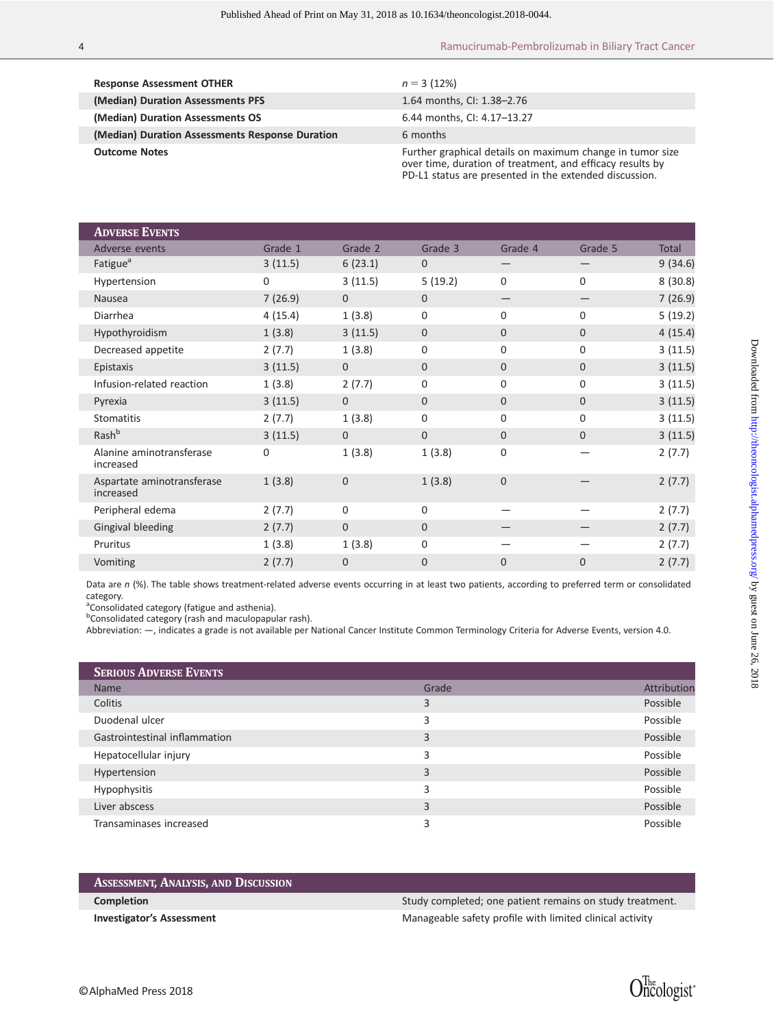| | |
|---|---|
| **Response Assessment OTHER** | $n = 3$ (12%) |
| **(Median) Duration Assessments PFS** | 1.64 months, CI: 1.38–2.76 |
| **(Median) Duration Assessments OS** | 6.44 months, CI: 4.17–13.27 |
| **(Median) Duration Assessments Response Duration** | 6 months |
| **Outcome Notes** | Further graphical details on maximum change in tumor size over time, duration of treatment, and efficacy results by PD-L1 status are presented in the extended discussion. |

## Adverse Events

| Adverse events | Grade 1 | Grade 2 | Grade 3 | Grade 4 | Grade 5 | Total |
|---|---|---|---|---|---|---|
| Fatigue[a] | 3 (11.5) | 6 (23.1) | 0 | — | — | 9 (34.6) |
| Hypertension | 0 | 3 (11.5) | 5 (19.2) | 0 | 0 | 8 (30.8) |
| Nausea | 7 (26.9) | 0 | 0 | — | — | 7 (26.9) |
| Diarrhea | 4 (15.4) | 1 (3.8) | 0 | 0 | 0 | 5 (19.2) |
| Hypothyroidism | 1 (3.8) | 3 (11.5) | 0 | 0 | 0 | 4 (15.4) |
| Decreased appetite | 2 (7.7) | 1 (3.8) | 0 | 0 | 0 | 3 (11.5) |
| Epistaxis | 3 (11.5) | 0 | 0 | 0 | 0 | 3 (11.5) |
| Infusion-related reaction | 1 (3.8) | 2 (7.7) | 0 | 0 | 0 | 3 (11.5) |
| Pyrexia | 3 (11.5) | 0 | 0 | 0 | 0 | 3 (11.5) |
| Stomatitis | 2 (7.7) | 1 (3.8) | 0 | 0 | 0 | 3 (11.5) |
| Rash[b] | 3 (11.5) | 0 | 0 | 0 | 0 | 3 (11.5) |
| Alanine aminotransferase increased | 0 | 1 (3.8) | 1 (3.8) | 0 | — | 2 (7.7) |
| Aspartate aminotransferase increased | 1 (3.8) | 0 | 1 (3.8) | 0 | — | 2 (7.7) |
| Peripheral edema | 2 (7.7) | 0 | 0 | — | — | 2 (7.7) |
| Gingival bleeding | 2 (7.7) | 0 | 0 | — | — | 2 (7.7) |
| Pruritus | 1 (3.8) | 1 (3.8) | 0 | — | — | 2 (7.7) |
| Vomiting | 2 (7.7) | 0 | 0 | 0 | 0 | 2 (7.7) |

Data are *n* (%). The table shows treatment-related adverse events occurring in at least two patients, according to preferred term or consolidated category.

[a]Consolidated category (fatigue and asthenia).

[b]Consolidated category (rash and maculopapular rash).

Abbreviation: —, indicates a grade is not available per National Cancer Institute Common Terminology Criteria for Adverse Events, version 4.0.

## Serious Adverse Events

| Name | Grade | Attribution |
|---|---|---|
| Colitis | 3 | Possible |
| Duodenal ulcer | 3 | Possible |
| Gastrointestinal inflammation | 3 | Possible |
| Hepatocellular injury | 3 | Possible |
| Hypertension | 3 | Possible |
| Hypophysitis | 3 | Possible |
| Liver abscess | 3 | Possible |
| Transaminases increased | 3 | Possible |

## Assessment, Analysis, and Discussion

| | |
|---|---|
| **Completion** | Study completed; one patient remains on study treatment. |
| **Investigator's Assessment** | Manageable safety profile with limited clinical activity |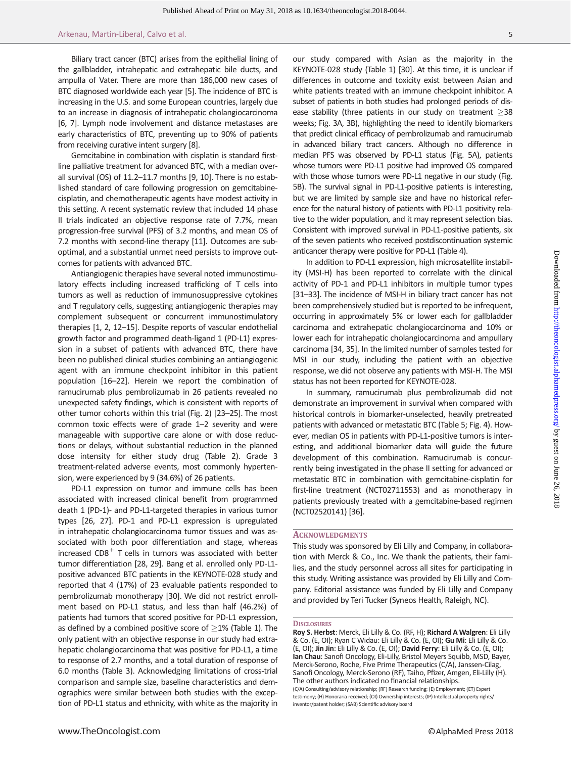Biliary tract cancer (BTC) arises from the epithelial lining of the gallbladder, intrahepatic and extrahepatic bile ducts, and ampulla of Vater. There are more than 186,000 new cases of BTC diagnosed worldwide each year [5]. The incidence of BTC is increasing in the U.S. and some European countries, largely due to an increase in diagnosis of intrahepatic cholangiocarcinoma [6, 7]. Lymph node involvement and distance metastases are early characteristics of BTC, preventing up to 90% of patients from receiving curative intent surgery [8].

Gemcitabine in combination with cisplatin is standard first-line palliative treatment for advanced BTC, with a median overall survival (OS) of 11.2–11.7 months [9, 10]. There is no established standard of care following progression on gemcitabine-cisplatin, and chemotherapeutic agents have modest activity in this setting. A recent systematic review that included 14 phase II trials indicated an objective response rate of 7.7%, mean progression-free survival (PFS) of 3.2 months, and mean OS of 7.2 months with second-line therapy [11]. Outcomes are suboptimal, and a substantial unmet need persists to improve outcomes for patients with advanced BTC.

Antiangiogenic therapies have several noted immunostimulatory effects including increased trafficking of T cells into tumors as well as reduction of immunosuppressive cytokines and T regulatory cells, suggesting antiangiogenic therapies may complement subsequent or concurrent immunostimulatory therapies [1, 2, 12–15]. Despite reports of vascular endothelial growth factor and programmed death-ligand 1 (PD-L1) expression in a subset of patients with advanced BTC, there have been no published clinical studies combining an antiangiogenic agent with an immune checkpoint inhibitor in this patient population [16–22]. Herein we report the combination of ramucirumab plus pembrolizumab in 26 patients revealed no unexpected safety findings, which is consistent with reports of other tumor cohorts within this trial (Fig. 2) [23–25]. The most common toxic effects were of grade 1–2 severity and were manageable with supportive care alone or with dose reductions or delays, without substantial reduction in the planned dose intensity for either study drug (Table 2). Grade 3 treatment-related adverse events, most commonly hypertension, were experienced by 9 (34.6%) of 26 patients.

PD-L1 expression on tumor and immune cells has been associated with increased clinical benefit from programmed death 1 (PD-1)- and PD-L1-targeted therapies in various tumor types [26, 27]. PD-1 and PD-L1 expression is upregulated in intrahepatic cholangiocarcinoma tumor tissues and was associated with both poor differentiation and stage, whereas increased $CD8^{+}$ T cells in tumors was associated with better tumor differentiation [28, 29]. Bang et al. enrolled only PD-L1-positive advanced BTC patients in the KEYNOTE-028 study and reported that 4 (17%) of 23 evaluable patients responded to pembrolizumab monotherapy [30]. We did not restrict enrollment based on PD-L1 status, and less than half (46.2%) of patients had tumors that scored positive for PD-L1 expression, as defined by a combined positive score of $\geq$1% (Table 1). The only patient with an objective response in our study had extrahepatic cholangiocarcinoma that was positive for PD-L1, a time to response of 2.7 months, and a total duration of response of 6.0 months (Table 3). Acknowledging limitations of cross-trial comparison and sample size, baseline characteristics and demographics were similar between both studies with the exception of PD-L1 status and ethnicity, with white as the majority in our study compared with Asian as the majority in the KEYNOTE-028 study (Table 1) [30]. At this time, it is unclear if differences in outcome and toxicity exist between Asian and white patients treated with an immune checkpoint inhibitor. A subset of patients in both studies had prolonged periods of disease stability (three patients in our study on treatment $\geq$38 weeks; Fig. 3A, 3B), highlighting the need to identify biomarkers that predict clinical efficacy of pembrolizumab and ramucirumab in advanced biliary tract cancers. Although no difference in median PFS was observed by PD-L1 status (Fig. 5A), patients whose tumors were PD-L1 positive had improved OS compared with those whose tumors were PD-L1 negative in our study (Fig. 5B). The survival signal in PD-L1-positive patients is interesting, but we are limited by sample size and have no historical reference for the natural history of patients with PD-L1 positivity relative to the wider population, and it may represent selection bias. Consistent with improved survival in PD-L1-positive patients, six of the seven patients who received postdiscontinuation systemic anticancer therapy were positive for PD-L1 (Table 4).

In addition to PD-L1 expression, high microsatellite instability (MSI-H) has been reported to correlate with the clinical activity of PD-1 and PD-L1 inhibitors in multiple tumor types [31–33]. The incidence of MSI-H in biliary tract cancer has not been comprehensively studied but is reported to be infrequent, occurring in approximately 5% or lower each for gallbladder carcinoma and extrahepatic cholangiocarcinoma and 10% or lower each for intrahepatic cholangiocarcinoma and ampullary carcinoma [34, 35]. In the limited number of samples tested for MSI in our study, including the patient with an objective response, we did not observe any patients with MSI-H. The MSI status has not been reported for KEYNOTE-028.

In summary, ramucirumab plus pembrolizumab did not demonstrate an improvement in survival when compared with historical controls in biomarker-unselected, heavily pretreated patients with advanced or metastatic BTC (Table 5; Fig. 4). However, median OS in patients with PD-L1-positive tumors is interesting, and additional biomarker data will guide the future development of this combination. Ramucirumab is concurrently being investigated in the phase II setting for advanced or metastatic BTC in combination with gemcitabine-cisplatin for first-line treatment (NCT02711553) and as monotherapy in patients previously treated with a gemcitabine-based regimen (NCT02520141) [36].

## Acknowledgments

This study was sponsored by Eli Lilly and Company, in collaboration with Merck & Co., Inc. We thank the patients, their families, and the study personnel across all sites for participating in this study. Writing assistance was provided by Eli Lilly and Company. Editorial assistance was funded by Eli Lilly and Company and provided by Teri Tucker (Syneos Health, Raleigh, NC).

## Disclosures

**Roy S. Herbst**: Merck, Eli Lilly & Co. (RF, H); **Richard A Walgren**: Eli Lilly & Co. (E, OI); Ryan C Widau: Eli Lilly & Co. (E, OI); **Gu Mi**: Eli Lilly & Co. (E, OI); **Jin Jin**: Eli Lilly & Co. (E, OI); **David Ferry**: Eli Lilly & Co. (E, OI); **Ian Chau**: Sanofi Oncology, Eli-Lilly, Bristol Meyers Squibb, MSD, Bayer, Merck-Serono, Roche, Five Prime Therapeutics (C/A), Janssen-Cilag, Sanofi Oncology, Merck-Serono (RF), Taiho, Pfizer, Amgen, Eli-Lilly (H). The other authors indicated no financial relationships.

(C/A) Consulting/advisory relationship; (RF) Research funding; (E) Employment; (ET) Expert testimony; (H) Honoraria received; (OI) Ownership interests; (IP) Intellectual property rights/inventor/patent holder; (SAB) Scientific advisory board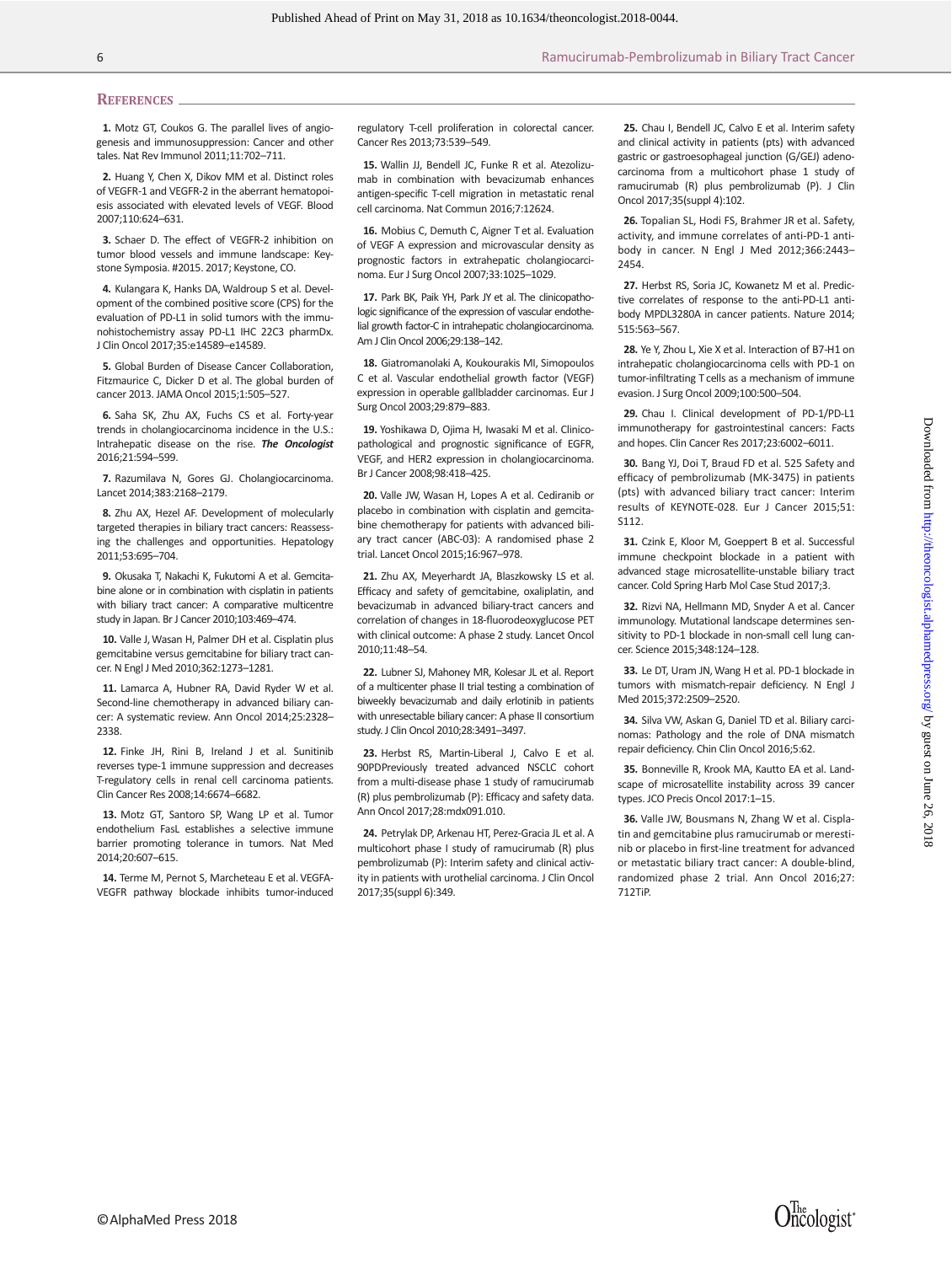## References

1. Motz GT, Coukos G. The parallel lives of angiogenesis and immunosuppression: Cancer and other tales. Nat Rev Immunol 2011;11:702–711.

2. Huang Y, Chen X, Dikov MM et al. Distinct roles of VEGFR-1 and VEGFR-2 in the aberrant hematopoiesis associated with elevated levels of VEGF. Blood 2007;110:624–631.

3. Schaer D. The effect of VEGFR-2 inhibition on tumor blood vessels and immune landscape: Keystone Symposia. #2015. 2017; Keystone, CO.

4. Kulangara K, Hanks DA, Waldroup S et al. Development of the combined positive score (CPS) for the evaluation of PD-L1 in solid tumors with the immunohistochemistry assay PD-L1 IHC 22C3 pharmDx. J Clin Oncol 2017;35:e14589–e14589.

5. Global Burden of Disease Cancer Collaboration, Fitzmaurice C, Dicker D et al. The global burden of cancer 2013. JAMA Oncol 2015;1:505–527.

6. Saha SK, Zhu AX, Fuchs CS et al. Forty-year trends in cholangiocarcinoma incidence in the U.S.: Intrahepatic disease on the rise. ***The Oncologist*** 2016;21:594–599.

7. Razumilava N, Gores GJ. Cholangiocarcinoma. Lancet 2014;383:2168–2179.

8. Zhu AX, Hezel AF. Development of molecularly targeted therapies in biliary tract cancers: Reassessing the challenges and opportunities. Hepatology 2011;53:695–704.

9. Okusaka T, Nakachi K, Fukutomi A et al. Gemcitabine alone or in combination with cisplatin in patients with biliary tract cancer: A comparative multicentre study in Japan. Br J Cancer 2010;103:469–474.

10. Valle J, Wasan H, Palmer DH et al. Cisplatin plus gemcitabine versus gemcitabine for biliary tract cancer. N Engl J Med 2010;362:1273–1281.

11. Lamarca A, Hubner RA, David Ryder W et al. Second-line chemotherapy in advanced biliary cancer: A systematic review. Ann Oncol 2014;25:2328–2338.

12. Finke JH, Rini B, Ireland J et al. Sunitinib reverses type-1 immune suppression and decreases T-regulatory cells in renal cell carcinoma patients. Clin Cancer Res 2008;14:6674–6682.

13. Motz GT, Santoro SP, Wang LP et al. Tumor endothelium FasL establishes a selective immune barrier promoting tolerance in tumors. Nat Med 2014;20:607–615.

14. Terme M, Pernot S, Marcheteau E et al. VEGFA-VEGFR pathway blockade inhibits tumor-induced regulatory T-cell proliferation in colorectal cancer. Cancer Res 2013;73:539–549.

15. Wallin JJ, Bendell JC, Funke R et al. Atezolizumab in combination with bevacizumab enhances antigen-specific T-cell migration in metastatic renal cell carcinoma. Nat Commun 2016;7:12624.

16. Mobius C, Demuth C, Aigner T et al. Evaluation of VEGF A expression and microvascular density as prognostic factors in extrahepatic cholangiocarcinoma. Eur J Surg Oncol 2007;33:1025–1029.

17. Park BK, Paik YH, Park JY et al. The clinicopathologic significance of the expression of vascular endothelial growth factor-C in intrahepatic cholangiocarcinoma. Am J Clin Oncol 2006;29:138–142.

18. Giatromanolaki A, Koukourakis MI, Simopoulos C et al. Vascular endothelial growth factor (VEGF) expression in operable gallbladder carcinomas. Eur J Surg Oncol 2003;29:879–883.

19. Yoshikawa D, Ojima H, Iwasaki M et al. Clinicopathological and prognostic significance of EGFR, VEGF, and HER2 expression in cholangiocarcinoma. Br J Cancer 2008;98:418–425.

20. Valle JW, Wasan H, Lopes A et al. Cediranib or placebo in combination with cisplatin and gemcitabine chemotherapy for patients with advanced biliary tract cancer (ABC-03): A randomised phase 2 trial. Lancet Oncol 2015;16:967–978.

21. Zhu AX, Meyerhardt JA, Blaszkowsky LS et al. Efficacy and safety of gemcitabine, oxaliplatin, and bevacizumab in advanced biliary-tract cancers and correlation of changes in 18-fluorodeoxyglucose PET with clinical outcome: A phase 2 study. Lancet Oncol 2010;11:48–54.

22. Lubner SJ, Mahoney MR, Kolesar JL et al. Report of a multicenter phase II trial testing a combination of biweekly bevacizumab and daily erlotinib in patients with unresectable biliary cancer: A phase II consortium study. J Clin Oncol 2010;28:3491–3497.

23. Herbst RS, Martin-Liberal J, Calvo E et al. 90PDPreviously treated advanced NSCLC cohort from a multi-disease phase 1 study of ramucirumab (R) plus pembrolizumab (P): Efficacy and safety data. Ann Oncol 2017;28:mdx091.010.

24. Petrylak DP, Arkenau HT, Perez-Gracia JL et al. A multicohort phase I study of ramucirumab (R) plus pembrolizumab (P): Interim safety and clinical activity in patients with urothelial carcinoma. J Clin Oncol 2017;35(suppl 6):349.

25. Chau I, Bendell JC, Calvo E et al. Interim safety and clinical activity in patients (pts) with advanced gastric or gastroesophageal junction (G/GEJ) adenocarcinoma from a multicohort phase 1 study of ramucirumab (R) plus pembrolizumab (P). J Clin Oncol 2017;35(suppl 4):102.

26. Topalian SL, Hodi FS, Brahmer JR et al. Safety, activity, and immune correlates of anti-PD-1 antibody in cancer. N Engl J Med 2012;366:2443–2454.

27. Herbst RS, Soria JC, Kowanetz M et al. Predictive correlates of response to the anti-PD-L1 antibody MPDL3280A in cancer patients. Nature 2014;515:563–567.

28. Ye Y, Zhou L, Xie X et al. Interaction of B7-H1 on intrahepatic cholangiocarcinoma cells with PD-1 on tumor-infiltrating T cells as a mechanism of immune evasion. J Surg Oncol 2009;100:500–504.

29. Chau I. Clinical development of PD-1/PD-L1 immunotherapy for gastrointestinal cancers: Facts and hopes. Clin Cancer Res 2017;23:6002–6011.

30. Bang YJ, Doi T, Braud FD et al. 525 Safety and efficacy of pembrolizumab (MK-3475) in patients (pts) with advanced biliary tract cancer: Interim results of KEYNOTE-028. Eur J Cancer 2015;51:S112.

31. Czink E, Kloor M, Goeppert B et al. Successful immune checkpoint blockade in a patient with advanced stage microsatellite-unstable biliary tract cancer. Cold Spring Harb Mol Case Stud 2017;3.

32. Rizvi NA, Hellmann MD, Snyder A et al. Cancer immunology. Mutational landscape determines sensitivity to PD-1 blockade in non-small cell lung cancer. Science 2015;348:124–128.

33. Le DT, Uram JN, Wang H et al. PD-1 blockade in tumors with mismatch-repair deficiency. N Engl J Med 2015;372:2509–2520.

34. Silva VW, Askan G, Daniel TD et al. Biliary carcinomas: Pathology and the role of DNA mismatch repair deficiency. Chin Clin Oncol 2016;5:62.

35. Bonneville R, Krook MA, Kautto EA et al. Landscape of microsatellite instability across 39 cancer types. JCO Precis Oncol 2017:1–15.

36. Valle JW, Bousmans N, Zhang W et al. Cisplatin and gemcitabine plus ramucirumab or merestinib or placebo in first-line treatment for advanced or metastatic biliary tract cancer: A double-blind, randomized phase 2 trial. Ann Oncol 2016;27:712TiP.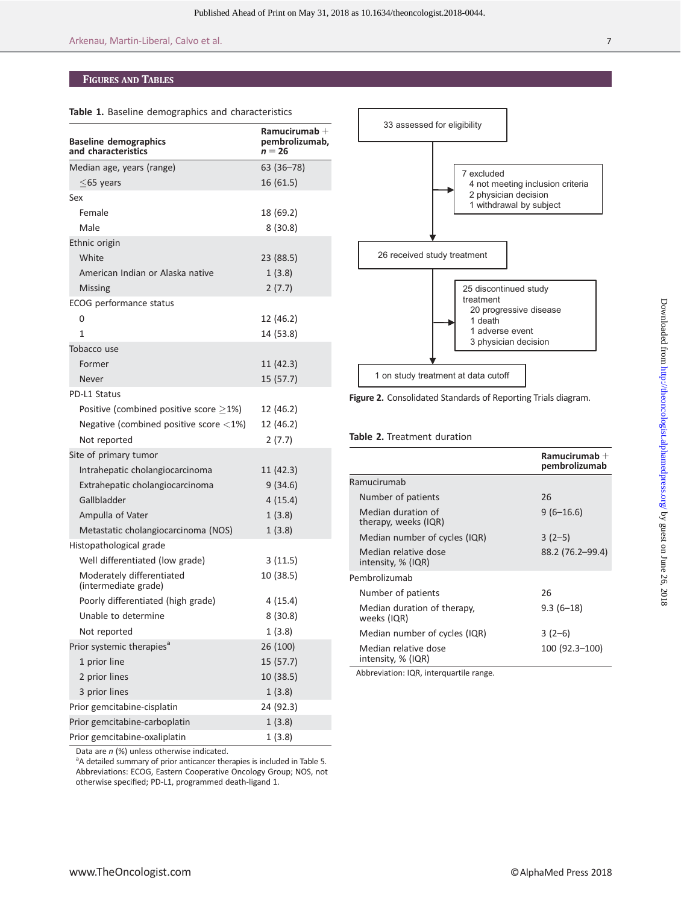## Figures and Tables

**Table 1.** Baseline demographics and characteristics

| Baseline demographics and characteristics | Ramucirumab + pembrolizumab, $n = 26$ |
|---|---|
| Median age, years (range) | 63 (36–78) |
| ≤65 years | 16 (61.5) |
| Sex | |
| Female | 18 (69.2) |
| Male | 8 (30.8) |
| Ethnic origin | |
| White | 23 (88.5) |
| American Indian or Alaska native | 1 (3.8) |
| Missing | 2 (7.7) |
| ECOG performance status | |
| 0 | 12 (46.2) |
| 1 | 14 (53.8) |
| Tobacco use | |
| Former | 11 (42.3) |
| Never | 15 (57.7) |
| PD-L1 Status | |
| Positive (combined positive score ≥1%) | 12 (46.2) |
| Negative (combined positive score <1%) | 12 (46.2) |
| Not reported | 2 (7.7) |
| Site of primary tumor | |
| Intrahepatic cholangiocarcinoma | 11 (42.3) |
| Extrahepatic cholangiocarcinoma | 9 (34.6) |
| Gallbladder | 4 (15.4) |
| Ampulla of Vater | 1 (3.8) |
| Metastatic cholangiocarcinoma (NOS) | 1 (3.8) |
| Histopathological grade | |
| Well differentiated (low grade) | 3 (11.5) |
| Moderately differentiated (intermediate grade) | 10 (38.5) |
| Poorly differentiated (high grade) | 4 (15.4) |
| Unable to determine | 8 (30.8) |
| Not reported | 1 (3.8) |
| Prior systemic therapies[a] | 26 (100) |
| 1 prior line | 15 (57.7) |
| 2 prior lines | 10 (38.5) |
| 3 prior lines | 1 (3.8) |
| Prior gemcitabine-cisplatin | 24 (92.3) |
| Prior gemcitabine-carboplatin | 1 (3.8) |
| Prior gemcitabine-oxaliplatin | 1 (3.8) |

Data are *n* (%) unless otherwise indicated.
[a]A detailed summary of prior anticancer therapies is included in Table 5.
Abbreviations: ECOG, Eastern Cooperative Oncology Group; NOS, not otherwise specified; PD-L1, programmed death-ligand 1.

33 assessed for eligibility

7 excluded
- 4 not meeting inclusion criteria
- 2 physician decision
- 1 withdrawal by subject

26 received study treatment

25 discontinued study treatment
- 20 progressive disease
- 1 death
- 1 adverse event
- 3 physician decision

1 on study treatment at data cutoff

**Figure 2.** Consolidated Standards of Reporting Trials diagram.

**Table 2.** Treatment duration

| | Ramucirumab + pembrolizumab |
|---|---|
| Ramucirumab | |
| Number of patients | 26 |
| Median duration of therapy, weeks (IQR) | 9 (6–16.6) |
| Median number of cycles (IQR) | 3 (2–5) |
| Median relative dose intensity, % (IQR) | 88.2 (76.2–99.4) |
| Pembrolizumab | |
| Number of patients | 26 |
| Median duration of therapy, weeks (IQR) | 9.3 (6–18) |
| Median number of cycles (IQR) | 3 (2–6) |
| Median relative dose intensity, % (IQR) | 100 (92.3–100) |

Abbreviation: IQR, interquartile range.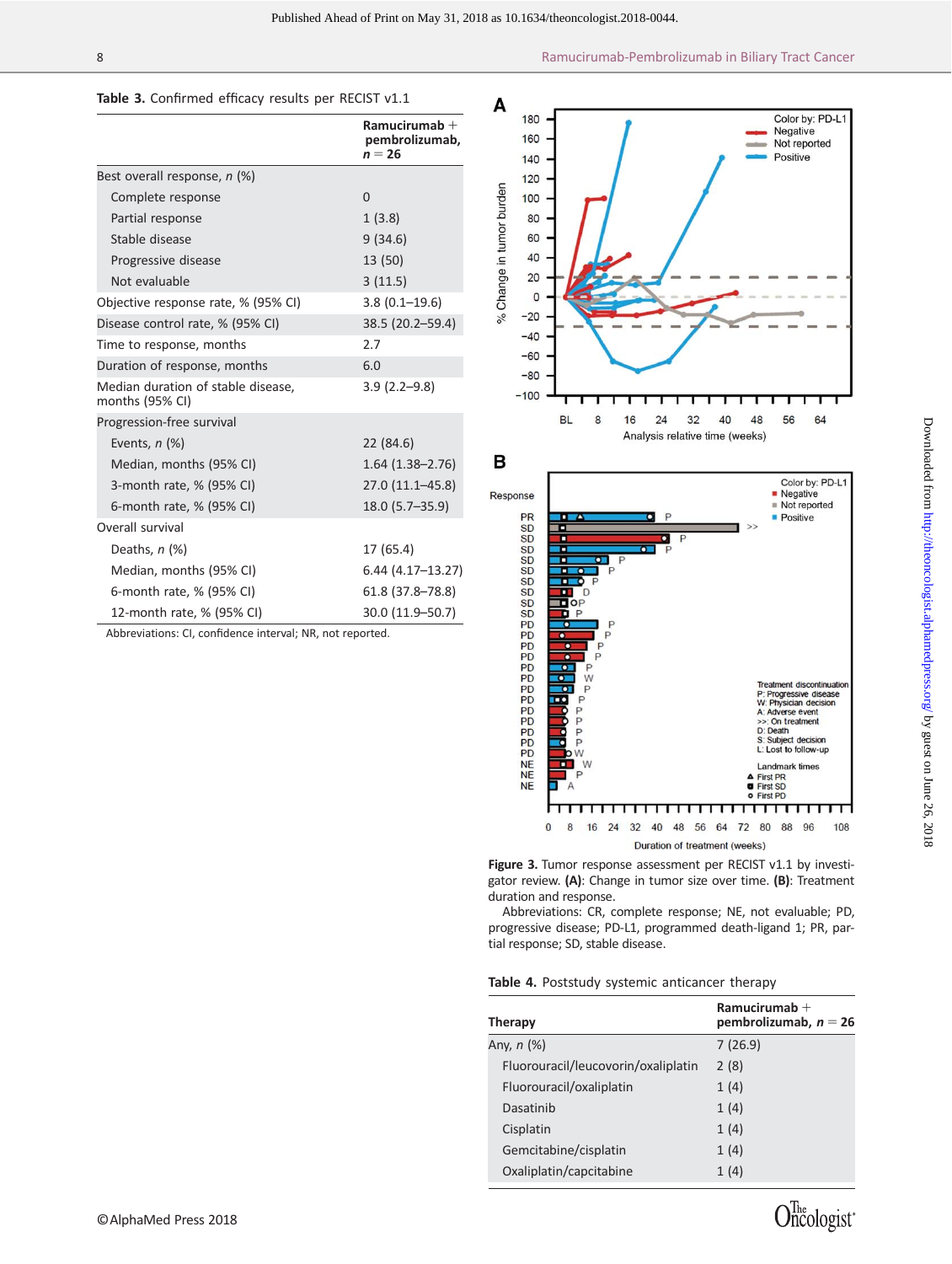**Table 3.** Confirmed efficacy results per RECIST v1.1

| | Ramucirumab + pembrolizumab, *n* = 26 |
|---|---|
| Best overall response, *n* (%) | |
| Complete response | 0 |
| Partial response | 1 (3.8) |
| Stable disease | 9 (34.6) |
| Progressive disease | 13 (50) |
| Not evaluable | 3 (11.5) |
| Objective response rate, % (95% CI) | 3.8 (0.1–19.6) |
| Disease control rate, % (95% CI) | 38.5 (20.2–59.4) |
| Time to response, months | 2.7 |
| Duration of response, months | 6.0 |
| Median duration of stable disease, months (95% CI) | 3.9 (2.2–9.8) |
| Progression-free survival | |
| Events, *n* (%) | 22 (84.6) |
| Median, months (95% CI) | 1.64 (1.38–2.76) |
| 3-month rate, % (95% CI) | 27.0 (11.1–45.8) |
| 6-month rate, % (95% CI) | 18.0 (5.7–35.9) |
| Overall survival | |
| Deaths, *n* (%) | 17 (65.4) |
| Median, months (95% CI) | 6.44 (4.17–13.27) |
| 6-month rate, % (95% CI) | 61.8 (37.8–78.8) |
| 12-month rate, % (95% CI) | 30.0 (11.9–50.7) |

Abbreviations: CI, confidence interval; NR, not reported.

**Figure 3.** Tumor response assessment per RECIST v1.1 by investigator review. **(A)**: Change in tumor size over time. **(B)**: Treatment duration and response.

Abbreviations: CR, complete response; NE, not evaluable; PD, progressive disease; PD-L1, programmed death-ligand 1; PR, partial response; SD, stable disease.

**Table 4.** Poststudy systemic anticancer therapy

| Therapy | Ramucirumab + pembrolizumab, *n* = 26 |
|---|---|
| Any, *n* (%) | 7 (26.9) |
| Fluorouracil/leucovorin/oxaliplatin | 2 (8) |
| Fluorouracil/oxaliplatin | 1 (4) |
| Dasatinib | 1 (4) |
| Cisplatin | 1 (4) |
| Gemcitabine/cisplatin | 1 (4) |
| Oxaliplatin/capcitabine | 1 (4) |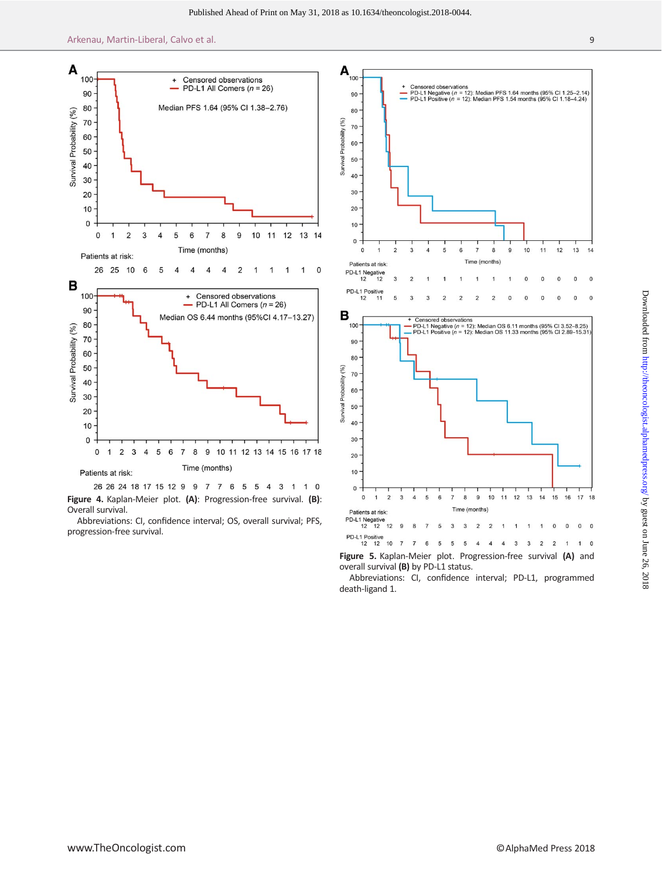**Figure 4.** Kaplan-Meier plot. **(A)**: Progression-free survival. **(B)**: Overall survival.

Abbreviations: CI, confidence interval; OS, overall survival; PFS, progression-free survival.

**Figure 5.** Kaplan-Meier plot. Progression-free survival **(A)** and overall survival **(B)** by PD-L1 status.

Abbreviations: CI, confidence interval; PD-L1, programmed death-ligand 1.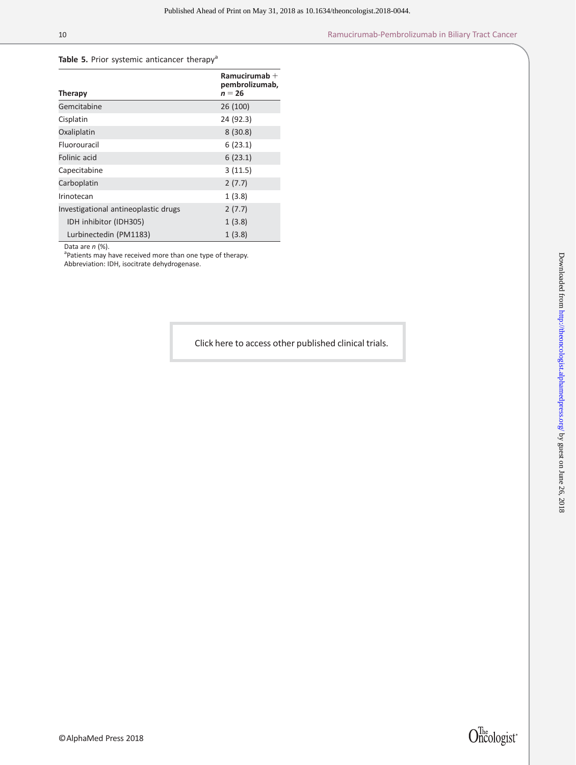**Table 5.** Prior systemic anticancer therapy[a]

| Therapy | Ramucirumab + pembrolizumab, *n* = 26 |
|---|---|
| Gemcitabine | 26 (100) |
| Cisplatin | 24 (92.3) |
| Oxaliplatin | 8 (30.8) |
| Fluorouracil | 6 (23.1) |
| Folinic acid | 6 (23.1) |
| Capecitabine | 3 (11.5) |
| Carboplatin | 2 (7.7) |
| Irinotecan | 1 (3.8) |
| Investigational antineoplastic drugs | 2 (7.7) |
| IDH inhibitor (IDH305) | 1 (3.8) |
| Lurbinectedin (PM1183) | 1 (3.8) |

Data are *n* (%).
[a]Patients may have received more than one type of therapy.
Abbreviation: IDH, isocitrate dehydrogenase.

Click here to access other published clinical trials.